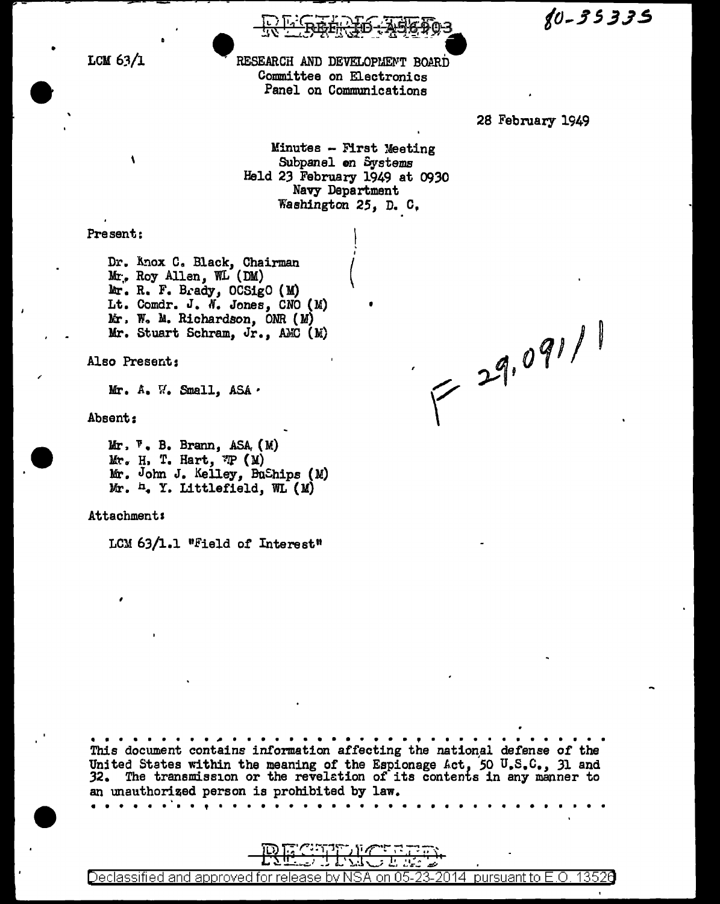RESTRICTED REF ID:A56903

80-35335

LCM 63/1

RESEARCH AND DEVELOPMENT BOARD
Committee on Electronics
Panel on Communications

28 February 1949

Minutes - First Meeting
Subpanel on Systems
Held 23 February 1949 at 0930
Navy Department
Washington 25, D. C.

F 29,091/1

Present:

Dr. Knox C. Black, Chairman
Mr. Roy Allen, WL (DM)
Mr. R. F. Brady, OCSigO (M)
Lt. Comdr. J. N. Jones, CNO (M)
Mr. W. M. Richardson, ONR (M)
Mr. Stuart Schram, Jr., AMC (M)

Also Present:

Mr. A. W. Small, ASA

Absent:

Mr. F. B. Brann, ASA (M)
Mr. H. T. Hart, WP (M)
Mr. John J. Kelley, BuShips (M)
Mr. H. Y. Littlefield, WL (M)

Attachment:

LCM 63/1.1 "Field of Interest"

This document contains information affecting the national defense of the United States within the meaning of the Espionage Act, 50 U.S.C., 31 and 32. The transmission or the revelation of its contents in any manner to an unauthorized person is prohibited by law.

RESTRICTED

Declassified and approved for release by NSA on 05-23-2014 pursuant to E.O. 13526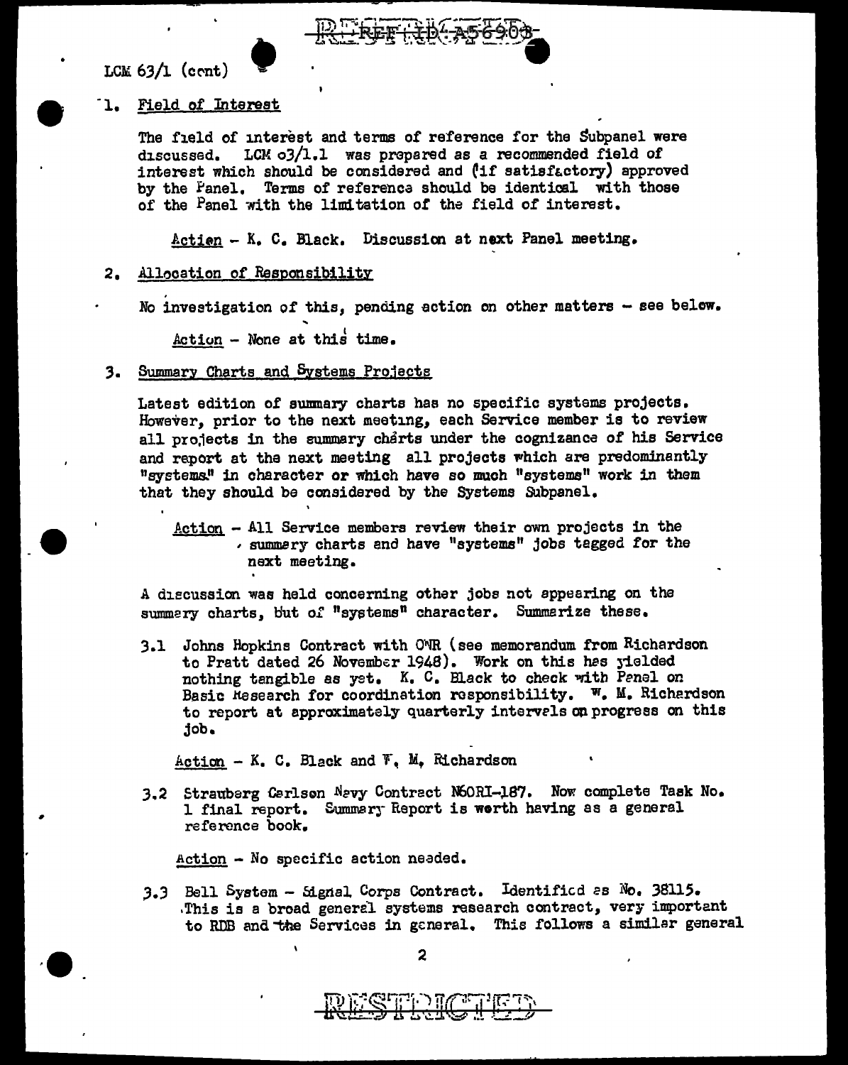LCM 63/1 (cont)

1. Field of Interest

   The field of interest and terms of reference for the Subpanel were discussed. LCM 63/1.1 was prepared as a recommended field of interest which should be considered and (if satisfactory) approved by the Panel. Terms of reference should be identical with those of the Panel with the limitation of the field of interest.

   Action - K. C. Black. Discussion at next Panel meeting.

2. Allocation of Responsibility

   No investigation of this, pending action on other matters - see below.

   Action - None at this time.

3. Summary Charts and Systems Projects

   Latest edition of summary charts has no specific systems projects. However, prior to the next meeting, each Service member is to review all projects in the summary charts under the cognizance of his Service and report at the next meeting all projects which are predominantly "systems" in character or which have so much "systems" work in them that they should be considered by the Systems Subpanel.

   Action - All Service members review their own projects in the summary charts and have "systems" jobs tagged for the next meeting.

   A discussion was held concerning other jobs not appearing on the summary charts, but of "systems" character. Summarize these.

   3.1 Johns Hopkins Contract with ONR (see memorandum from Richardson to Pratt dated 26 November 1948). Work on this has yielded nothing tangible as yet. K. C. Black to check with Panel on Basic Research for coordination responsibility. W. M. Richardson to report at approximately quarterly intervals on progress on this job.

   Action - K. C. Black and W. M. Richardson

   3.2 Strauberg Carlson Navy Contract N6ORI-187. Now complete Task No. 1 final report. Summary Report is worth having as a general reference book.

   Action - No specific action needed.

   3.3 Bell System - Signal Corps Contract. Identified as No. 38115. This is a broad general systems research contract, very important to RDB and the Services in general. This follows a similar general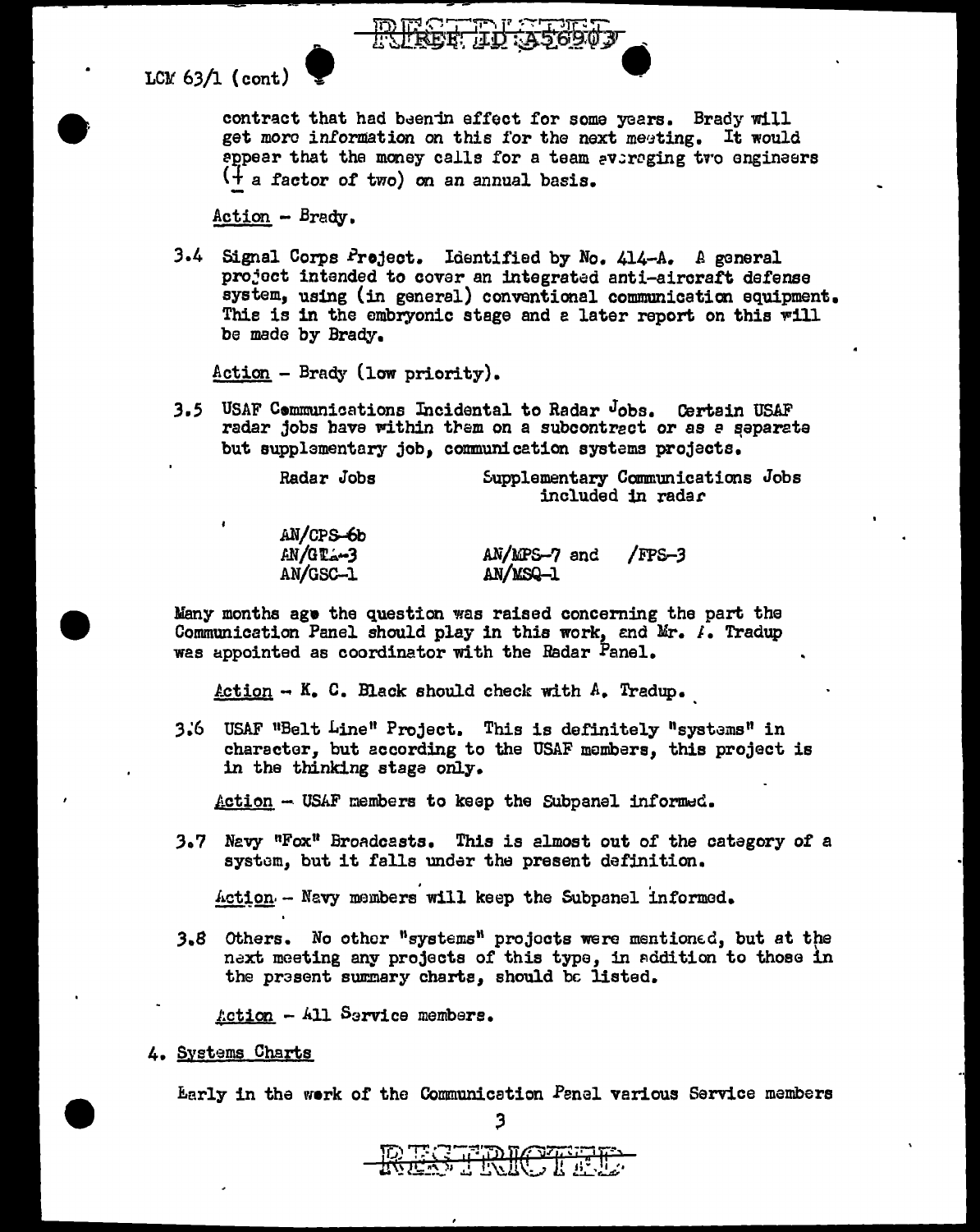LCM 63/1 (cont)

contract that had been in effect for some years. Brady will get more information on this for the next meeting. It would appear that the money calls for a team averaging two engineers (± a factor of two) on an annual basis.

Action - Brady.

3.4 Signal Corps Project. Identified by No. 414-A. A general project intended to cover an integrated anti-aircraft defense system, using (in general) conventional communication equipment. This is in the embryonic stage and a later report on this will be made by Brady.

Action - Brady (low priority).

3.5 USAF Communications Incidental to Radar Jobs. Certain USAF radar jobs have within them on a subcontract or as a separate but supplementary job, communication systems projects.

| Radar Jobs | Supplementary Communications Jobs included in radar |
|---|---|
| AN/CPS-6b | |
| AN/GEA-3 | AN/MPS-7 and /FPS-3 |
| AN/GSC-1 | AN/MSQ-1 |

Many months ago the question was raised concerning the part the Communication Panel should play in this work, and Mr. A. Tradup was appointed as coordinator with the Radar Panel.

Action - K. C. Black should check with A. Tradup.

3.6 USAF "Belt Line" Project. This is definitely "systems" in character, but according to the USAF members, this project is in the thinking stage only.

Action - USAF members to keep the Subpanel informed.

3.7 Navy "Fox" Broadcasts. This is almost out of the category of a system, but it falls under the present definition.

Action - Navy members will keep the Subpanel informed.

3.8 Others. No other "systems" projects were mentioned, but at the next meeting any projects of this type, in addition to those in the present summary charts, should be listed.

Action - All Service members.

4. Systems Charts

Early in the work of the Communication Panel various Service members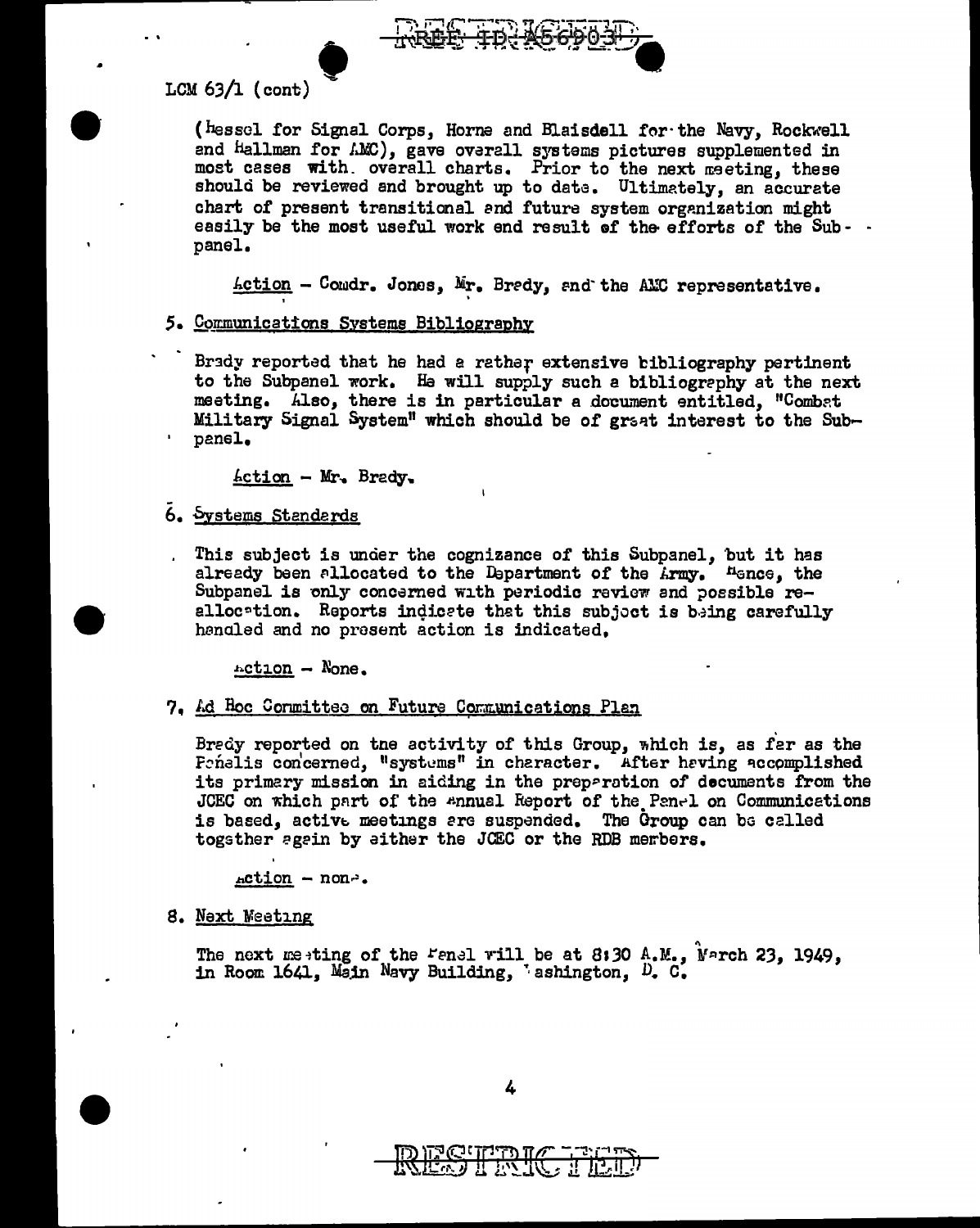LCM 63/1 (cont)

(Hessel for Signal Corps, Horne and Blaisdell for the Navy, Rockwell and Hallman for AMC), gave overall systems pictures supplemented in most cases with overall charts. Prior to the next meeting, these should be reviewed and brought up to date. Ultimately, an accurate chart of present transitional and future system organization might easily be the most useful work and result of the efforts of the Subpanel.

Action – Comdr. Jones, Mr. Brady, and the AMC representative.

5. Communications Systems Bibliography

Brady reported that he had a rather extensive bibliography pertinent to the Subpanel work. He will supply such a bibliography at the next meeting. Also, there is in particular a document entitled, "Combat Military Signal System" which should be of great interest to the Subpanel.

Action – Mr. Brady.

6. Systems Standards

This subject is under the cognizance of this Subpanel, but it has already been allocated to the Department of the Army. Hence, the Subpanel is only concerned with periodic review and possible reallocation. Reports indicate that this subject is being carefully handled and no present action is indicated.

Action – None.

7. Ad Hoc Committee on Future Communications Plan

Brady reported on the activity of this Group, which is, as far as the Panel is concerned, "systems" in character. After having accomplished its primary mission in aiding in the preparation of documents from the JCEC on which part of the Annual Report of the Panel on Communications is based, active meetings are suspended. The Group can be called together again by either the JCEC or the RDB members.

Action – none.

8. Next Meeting

The next meeting of the Panel will be at 8:30 A.M., March 23, 1949, in Room 1641, Main Navy Building, Washington, D. C.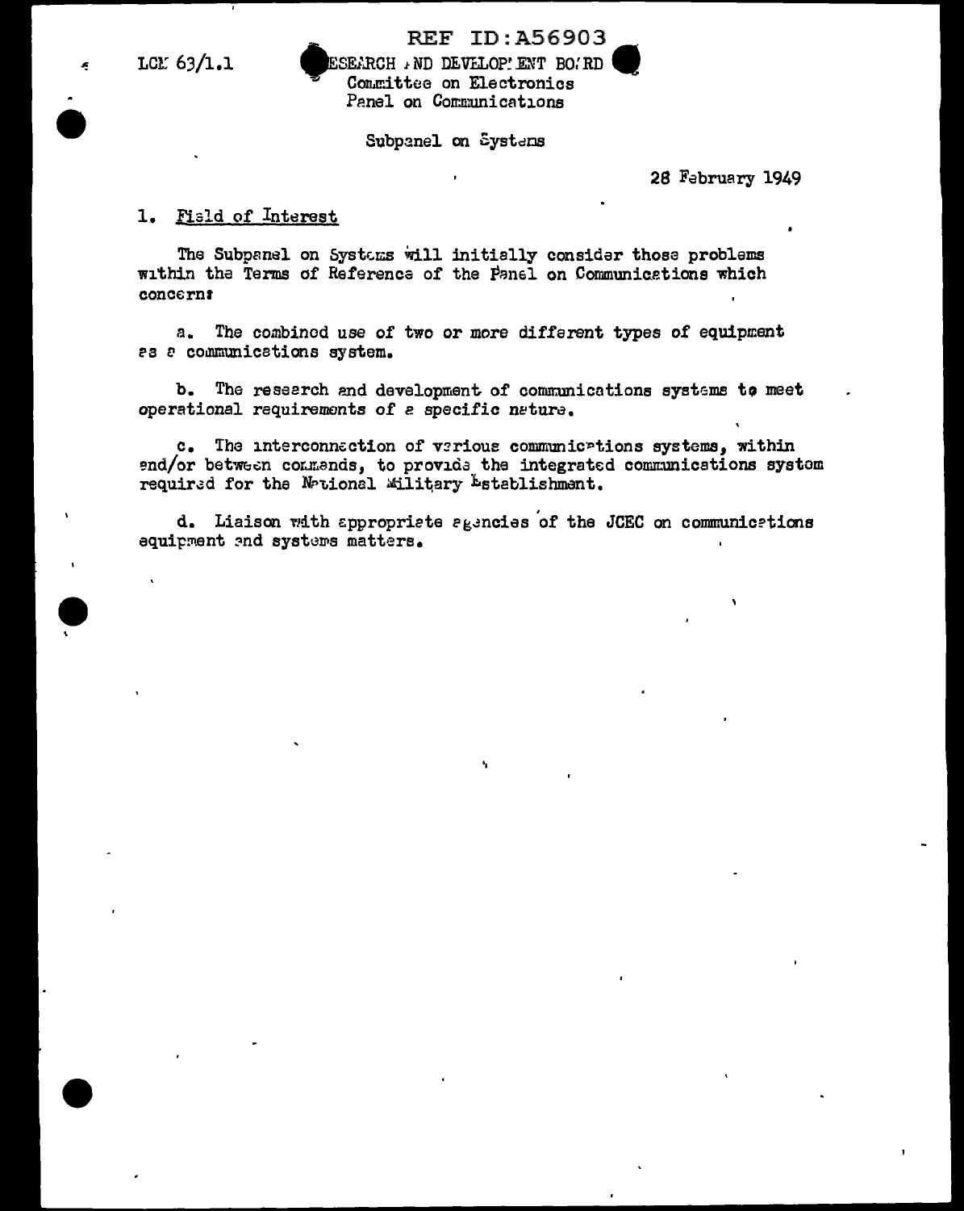REF ID:A56903

LCM 63/1.1

RESEARCH AND DEVELOPMENT BOARD
Committee on Electronics
Panel on Communications

Subpanel on Systems

28 February 1949

1. Field of Interest

The Subpanel on Systems will initially consider those problems within the Terms of Reference of the Panel on Communications which concern:

a. The combined use of two or more different types of equipment as a communications system.

b. The research and development of communications systems to meet operational requirements of a specific nature.

c. The interconnection of various communications systems, within and/or between commands, to provide the integrated communications system required for the National Military Establishment.

d. Liaison with appropriate agencies of the JCEC on communications equipment and systems matters.